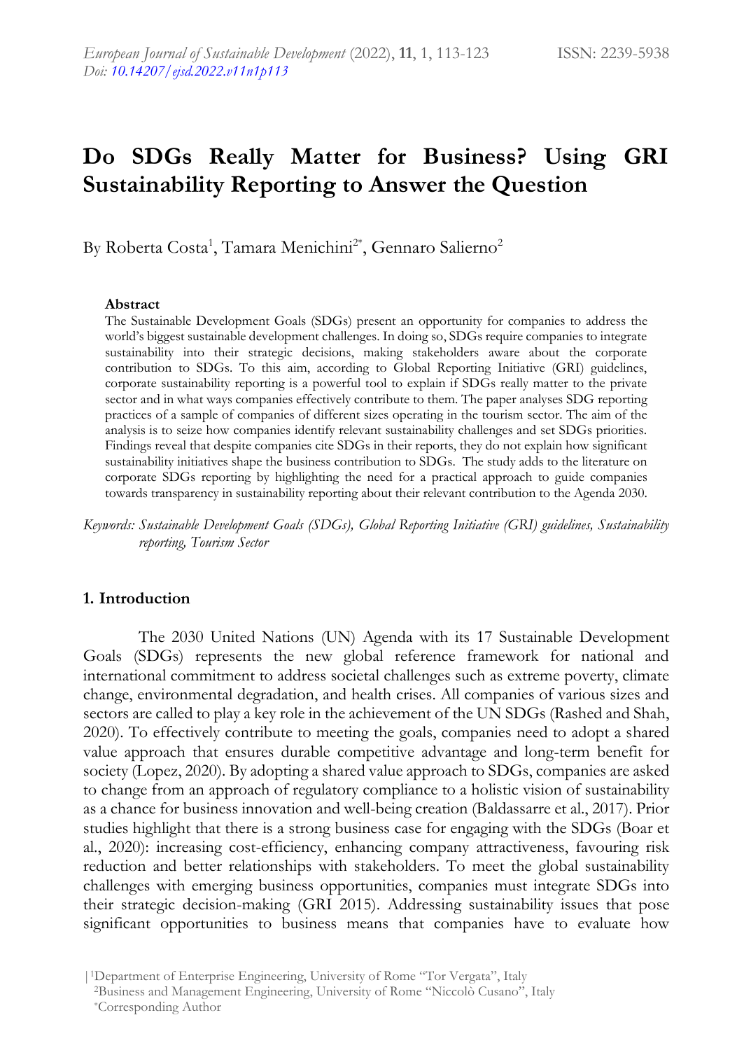# Do SDGs Really Matter for Business? Using GRI Sustainability Reporting to Answer the Question

By Roberta Costa[1], Tamara Menichini[2*], Gennaro Salierno[2]

### Abstract

The Sustainable Development Goals (SDGs) present an opportunity for companies to address the world's biggest sustainable development challenges. In doing so, SDGs require companies to integrate sustainability into their strategic decisions, making stakeholders aware about the corporate contribution to SDGs. To this aim, according to Global Reporting Initiative (GRI) guidelines, corporate sustainability reporting is a powerful tool to explain if SDGs really matter to the private sector and in what ways companies effectively contribute to them. The paper analyses SDG reporting practices of a sample of companies of different sizes operating in the tourism sector. The aim of the analysis is to seize how companies identify relevant sustainability challenges and set SDGs priorities. Findings reveal that despite companies cite SDGs in their reports, they do not explain how significant sustainability initiatives shape the business contribution to SDGs. The study adds to the literature on corporate SDGs reporting by highlighting the need for a practical approach to guide companies towards transparency in sustainability reporting about their relevant contribution to the Agenda 2030.

*Keywords: Sustainable Development Goals (SDGs), Global Reporting Initiative (GRI) guidelines, Sustainability reporting, Tourism Sector*

## 1. Introduction

The 2030 United Nations (UN) Agenda with its 17 Sustainable Development Goals (SDGs) represents the new global reference framework for national and international commitment to address societal challenges such as extreme poverty, climate change, environmental degradation, and health crises. All companies of various sizes and sectors are called to play a key role in the achievement of the UN SDGs (Rashed and Shah, 2020). To effectively contribute to meeting the goals, companies need to adopt a shared value approach that ensures durable competitive advantage and long-term benefit for society (Lopez, 2020). By adopting a shared value approach to SDGs, companies are asked to change from an approach of regulatory compliance to a holistic vision of sustainability as a chance for business innovation and well-being creation (Baldassarre et al., 2017). Prior studies highlight that there is a strong business case for engaging with the SDGs (Boar et al., 2020): increasing cost-efficiency, enhancing company attractiveness, favouring risk reduction and better relationships with stakeholders. To meet the global sustainability challenges with emerging business opportunities, companies must integrate SDGs into their strategic decision-making (GRI 2015). Addressing sustainability issues that pose significant opportunities to business means that companies have to evaluate how

[1]Department of Enterprise Engineering, University of Rome "Tor Vergata", Italy
[2]Business and Management Engineering, University of Rome "Niccolò Cusano", Italy
*Corresponding Author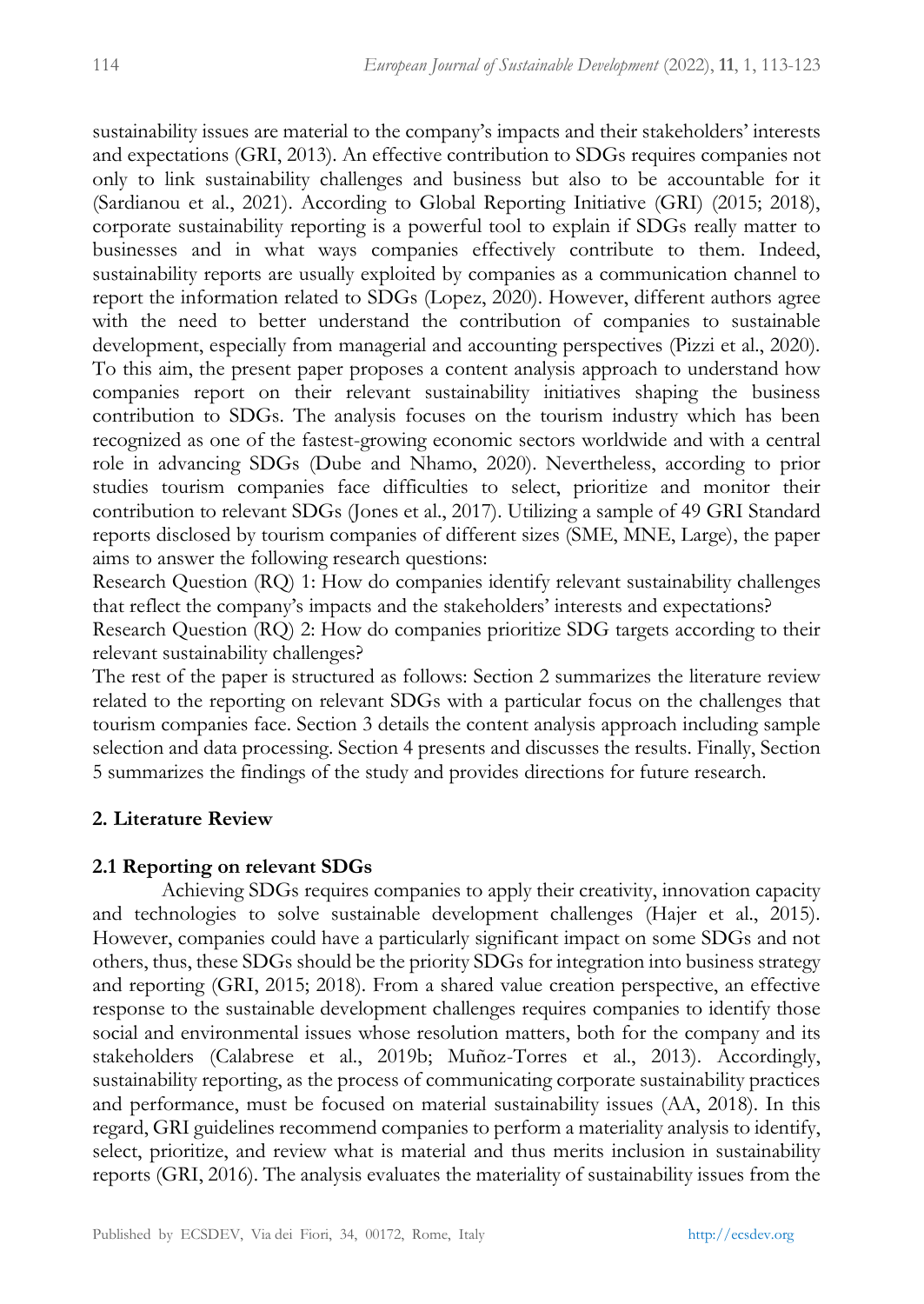sustainability issues are material to the company's impacts and their stakeholders' interests and expectations (GRI, 2013). An effective contribution to SDGs requires companies not only to link sustainability challenges and business but also to be accountable for it (Sardianou et al., 2021). According to Global Reporting Initiative (GRI) (2015; 2018), corporate sustainability reporting is a powerful tool to explain if SDGs really matter to businesses and in what ways companies effectively contribute to them. Indeed, sustainability reports are usually exploited by companies as a communication channel to report the information related to SDGs (Lopez, 2020). However, different authors agree with the need to better understand the contribution of companies to sustainable development, especially from managerial and accounting perspectives (Pizzi et al., 2020). To this aim, the present paper proposes a content analysis approach to understand how companies report on their relevant sustainability initiatives shaping the business contribution to SDGs. The analysis focuses on the tourism industry which has been recognized as one of the fastest-growing economic sectors worldwide and with a central role in advancing SDGs (Dube and Nhamo, 2020). Nevertheless, according to prior studies tourism companies face difficulties to select, prioritize and monitor their contribution to relevant SDGs (Jones et al., 2017). Utilizing a sample of 49 GRI Standard reports disclosed by tourism companies of different sizes (SME, MNE, Large), the paper aims to answer the following research questions:

Research Question (RQ) 1: How do companies identify relevant sustainability challenges that reflect the company's impacts and the stakeholders' interests and expectations?

Research Question (RQ) 2: How do companies prioritize SDG targets according to their relevant sustainability challenges?

The rest of the paper is structured as follows: Section 2 summarizes the literature review related to the reporting on relevant SDGs with a particular focus on the challenges that tourism companies face. Section 3 details the content analysis approach including sample selection and data processing. Section 4 presents and discusses the results. Finally, Section 5 summarizes the findings of the study and provides directions for future research.

## 2. Literature Review

### 2.1 Reporting on relevant SDGs

Achieving SDGs requires companies to apply their creativity, innovation capacity and technologies to solve sustainable development challenges (Hajer et al., 2015). However, companies could have a particularly significant impact on some SDGs and not others, thus, these SDGs should be the priority SDGs for integration into business strategy and reporting (GRI, 2015; 2018). From a shared value creation perspective, an effective response to the sustainable development challenges requires companies to identify those social and environmental issues whose resolution matters, both for the company and its stakeholders (Calabrese et al., 2019b; Muñoz-Torres et al., 2013). Accordingly, sustainability reporting, as the process of communicating corporate sustainability practices and performance, must be focused on material sustainability issues (AA, 2018). In this regard, GRI guidelines recommend companies to perform a materiality analysis to identify, select, prioritize, and review what is material and thus merits inclusion in sustainability reports (GRI, 2016). The analysis evaluates the materiality of sustainability issues from the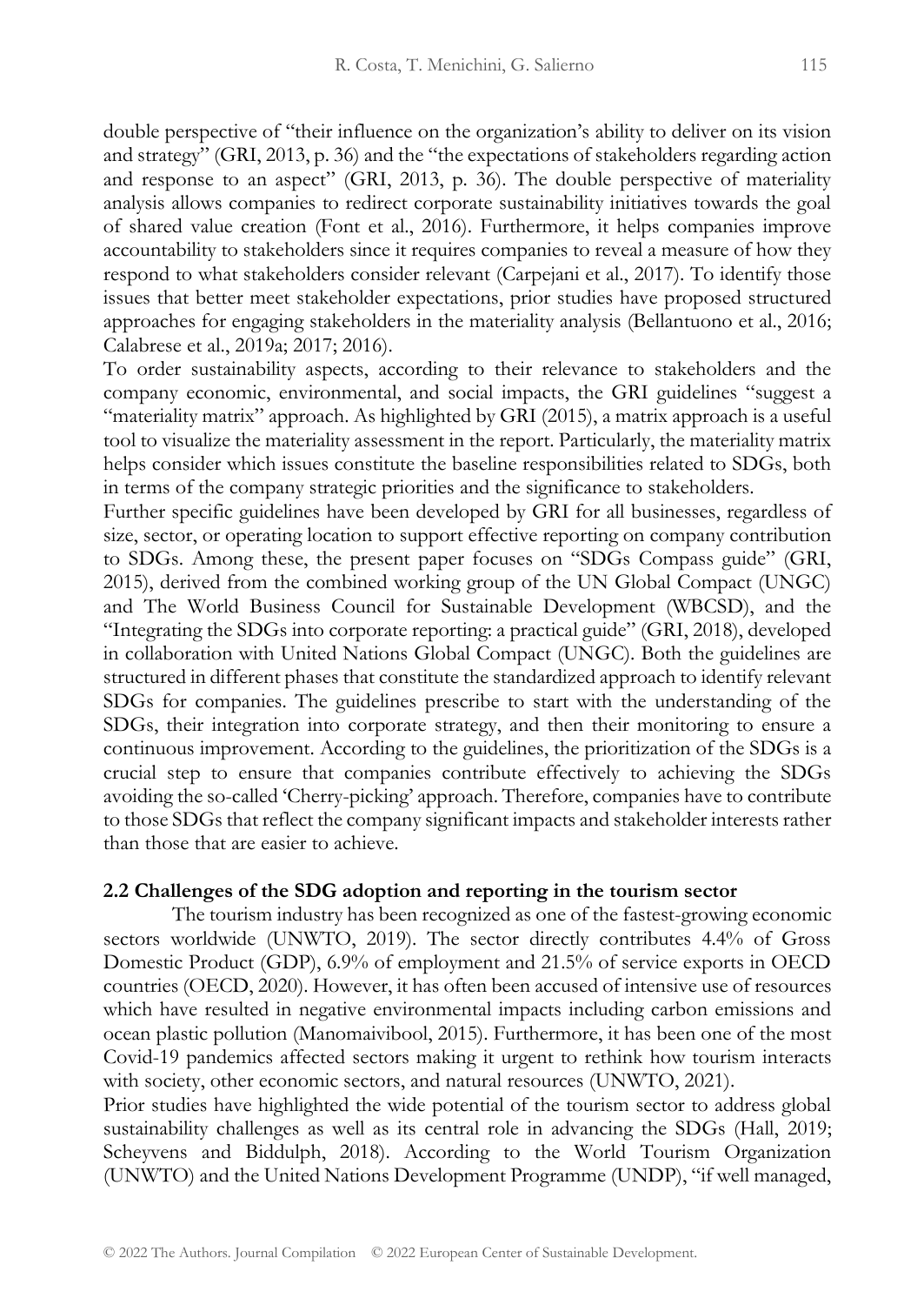double perspective of "their influence on the organization's ability to deliver on its vision and strategy" (GRI, 2013, p. 36) and the "the expectations of stakeholders regarding action and response to an aspect" (GRI, 2013, p. 36). The double perspective of materiality analysis allows companies to redirect corporate sustainability initiatives towards the goal of shared value creation (Font et al., 2016). Furthermore, it helps companies improve accountability to stakeholders since it requires companies to reveal a measure of how they respond to what stakeholders consider relevant (Carpejani et al., 2017). To identify those issues that better meet stakeholder expectations, prior studies have proposed structured approaches for engaging stakeholders in the materiality analysis (Bellantuono et al., 2016; Calabrese et al., 2019a; 2017; 2016).

To order sustainability aspects, according to their relevance to stakeholders and the company economic, environmental, and social impacts, the GRI guidelines "suggest a "materiality matrix" approach. As highlighted by GRI (2015), a matrix approach is a useful tool to visualize the materiality assessment in the report. Particularly, the materiality matrix helps consider which issues constitute the baseline responsibilities related to SDGs, both in terms of the company strategic priorities and the significance to stakeholders.

Further specific guidelines have been developed by GRI for all businesses, regardless of size, sector, or operating location to support effective reporting on company contribution to SDGs. Among these, the present paper focuses on "SDGs Compass guide" (GRI, 2015), derived from the combined working group of the UN Global Compact (UNGC) and The World Business Council for Sustainable Development (WBCSD), and the "Integrating the SDGs into corporate reporting: a practical guide" (GRI, 2018), developed in collaboration with United Nations Global Compact (UNGC). Both the guidelines are structured in different phases that constitute the standardized approach to identify relevant SDGs for companies. The guidelines prescribe to start with the understanding of the SDGs, their integration into corporate strategy, and then their monitoring to ensure a continuous improvement. According to the guidelines, the prioritization of the SDGs is a crucial step to ensure that companies contribute effectively to achieving the SDGs avoiding the so-called 'Cherry-picking' approach. Therefore, companies have to contribute to those SDGs that reflect the company significant impacts and stakeholder interests rather than those that are easier to achieve.

### 2.2 Challenges of the SDG adoption and reporting in the tourism sector

The tourism industry has been recognized as one of the fastest-growing economic sectors worldwide (UNWTO, 2019). The sector directly contributes 4.4% of Gross Domestic Product (GDP), 6.9% of employment and 21.5% of service exports in OECD countries (OECD, 2020). However, it has often been accused of intensive use of resources which have resulted in negative environmental impacts including carbon emissions and ocean plastic pollution (Manomaivibool, 2015). Furthermore, it has been one of the most Covid-19 pandemics affected sectors making it urgent to rethink how tourism interacts with society, other economic sectors, and natural resources (UNWTO, 2021).

Prior studies have highlighted the wide potential of the tourism sector to address global sustainability challenges as well as its central role in advancing the SDGs (Hall, 2019; Scheyvens and Biddulph, 2018). According to the World Tourism Organization (UNWTO) and the United Nations Development Programme (UNDP), "if well managed,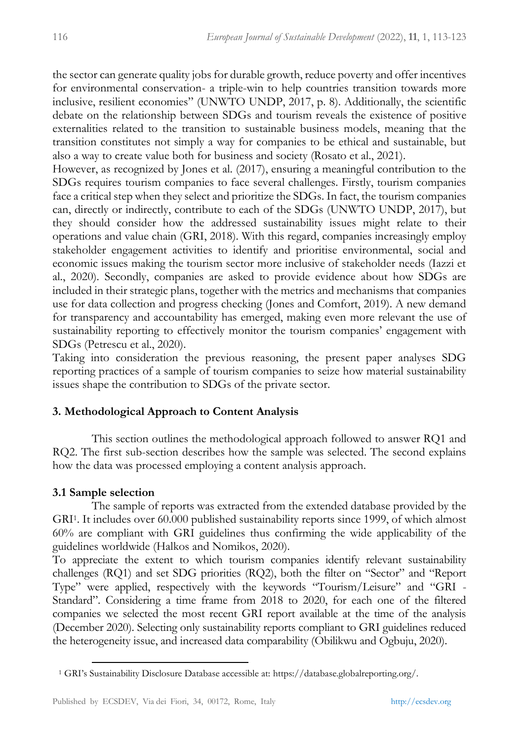the sector can generate quality jobs for durable growth, reduce poverty and offer incentives for environmental conservation- a triple-win to help countries transition towards more inclusive, resilient economies" (UNWTO UNDP, 2017, p. 8). Additionally, the scientific debate on the relationship between SDGs and tourism reveals the existence of positive externalities related to the transition to sustainable business models, meaning that the transition constitutes not simply a way for companies to be ethical and sustainable, but also a way to create value both for business and society (Rosato et al., 2021).

However, as recognized by Jones et al. (2017), ensuring a meaningful contribution to the SDGs requires tourism companies to face several challenges. Firstly, tourism companies face a critical step when they select and prioritize the SDGs. In fact, the tourism companies can, directly or indirectly, contribute to each of the SDGs (UNWTO UNDP, 2017), but they should consider how the addressed sustainability issues might relate to their operations and value chain (GRI, 2018). With this regard, companies increasingly employ stakeholder engagement activities to identify and prioritise environmental, social and economic issues making the tourism sector more inclusive of stakeholder needs (Iazzi et al., 2020). Secondly, companies are asked to provide evidence about how SDGs are included in their strategic plans, together with the metrics and mechanisms that companies use for data collection and progress checking (Jones and Comfort, 2019). A new demand for transparency and accountability has emerged, making even more relevant the use of sustainability reporting to effectively monitor the tourism companies' engagement with SDGs (Petrescu et al., 2020).

Taking into consideration the previous reasoning, the present paper analyses SDG reporting practices of a sample of tourism companies to seize how material sustainability issues shape the contribution to SDGs of the private sector.

## 3. Methodological Approach to Content Analysis

This section outlines the methodological approach followed to answer RQ1 and RQ2. The first sub-section describes how the sample was selected. The second explains how the data was processed employing a content analysis approach.

### 3.1 Sample selection

The sample of reports was extracted from the extended database provided by the GRI[1]. It includes over 60.000 published sustainability reports since 1999, of which almost 60% are compliant with GRI guidelines thus confirming the wide applicability of the guidelines worldwide (Halkos and Nomikos, 2020).

To appreciate the extent to which tourism companies identify relevant sustainability challenges (RQ1) and set SDG priorities (RQ2), both the filter on "Sector" and "Report Type" were applied, respectively with the keywords "Tourism/Leisure" and "GRI - Standard". Considering a time frame from 2018 to 2020, for each one of the filtered companies we selected the most recent GRI report available at the time of the analysis (December 2020). Selecting only sustainability reports compliant to GRI guidelines reduced the heterogeneity issue, and increased data comparability (Obilikwu and Ogbuju, 2020).

[1] GRI's Sustainability Disclosure Database accessible at: https://database.globalreporting.org/.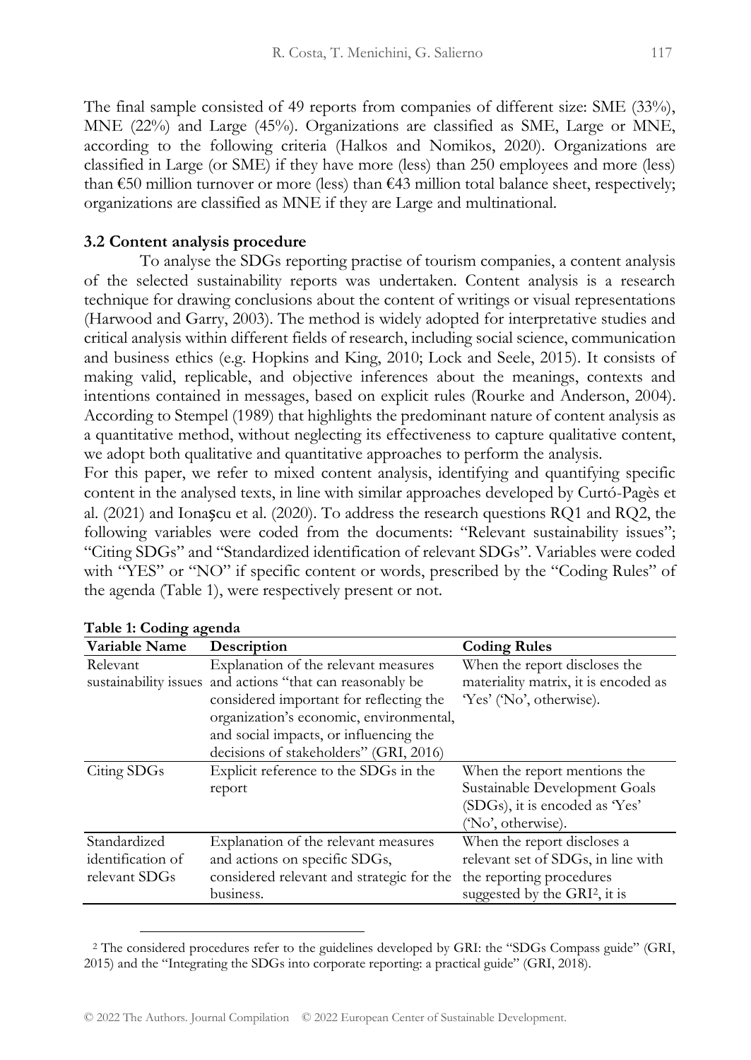The final sample consisted of 49 reports from companies of different size: SME (33%), MNE (22%) and Large (45%). Organizations are classified as SME, Large or MNE, according to the following criteria (Halkos and Nomikos, 2020). Organizations are classified in Large (or SME) if they have more (less) than 250 employees and more (less) than €50 million turnover or more (less) than €43 million total balance sheet, respectively; organizations are classified as MNE if they are Large and multinational.

### 3.2 Content analysis procedure

To analyse the SDGs reporting practise of tourism companies, a content analysis of the selected sustainability reports was undertaken. Content analysis is a research technique for drawing conclusions about the content of writings or visual representations (Harwood and Garry, 2003). The method is widely adopted for interpretative studies and critical analysis within different fields of research, including social science, communication and business ethics (e.g. Hopkins and King, 2010; Lock and Seele, 2015). It consists of making valid, replicable, and objective inferences about the meanings, contexts and intentions contained in messages, based on explicit rules (Rourke and Anderson, 2004). According to Stempel (1989) that highlights the predominant nature of content analysis as a quantitative method, without neglecting its effectiveness to capture qualitative content, we adopt both qualitative and quantitative approaches to perform the analysis.

For this paper, we refer to mixed content analysis, identifying and quantifying specific content in the analysed texts, in line with similar approaches developed by Curtó-Pagès et al. (2021) and Ionașcu et al. (2020). To address the research questions RQ1 and RQ2, the following variables were coded from the documents: "Relevant sustainability issues"; "Citing SDGs" and "Standardized identification of relevant SDGs". Variables were coded with "YES" or "NO" if specific content or words, prescribed by the "Coding Rules" of the agenda (Table 1), were respectively present or not.

**Table 1: Coding agenda**

| Variable Name | Description | Coding Rules |
|---|---|---|
| Relevant sustainability issues | Explanation of the relevant measures and actions "that can reasonably be considered important for reflecting the organization's economic, environmental, and social impacts, or influencing the decisions of stakeholders" (GRI, 2016) | When the report discloses the materiality matrix, it is encoded as 'Yes' ('No', otherwise). |
| Citing SDGs | Explicit reference to the SDGs in the report | When the report mentions the Sustainable Development Goals (SDGs), it is encoded as 'Yes' ('No', otherwise). |
| Standardized identification of relevant SDGs | Explanation of the relevant measures and actions on specific SDGs, considered relevant and strategic for the business. | When the report discloses a relevant set of SDGs, in line with the reporting procedures suggested by the GRI[2], it is |

[2] The considered procedures refer to the guidelines developed by GRI: the "SDGs Compass guide" (GRI, 2015) and the "Integrating the SDGs into corporate reporting: a practical guide" (GRI, 2018).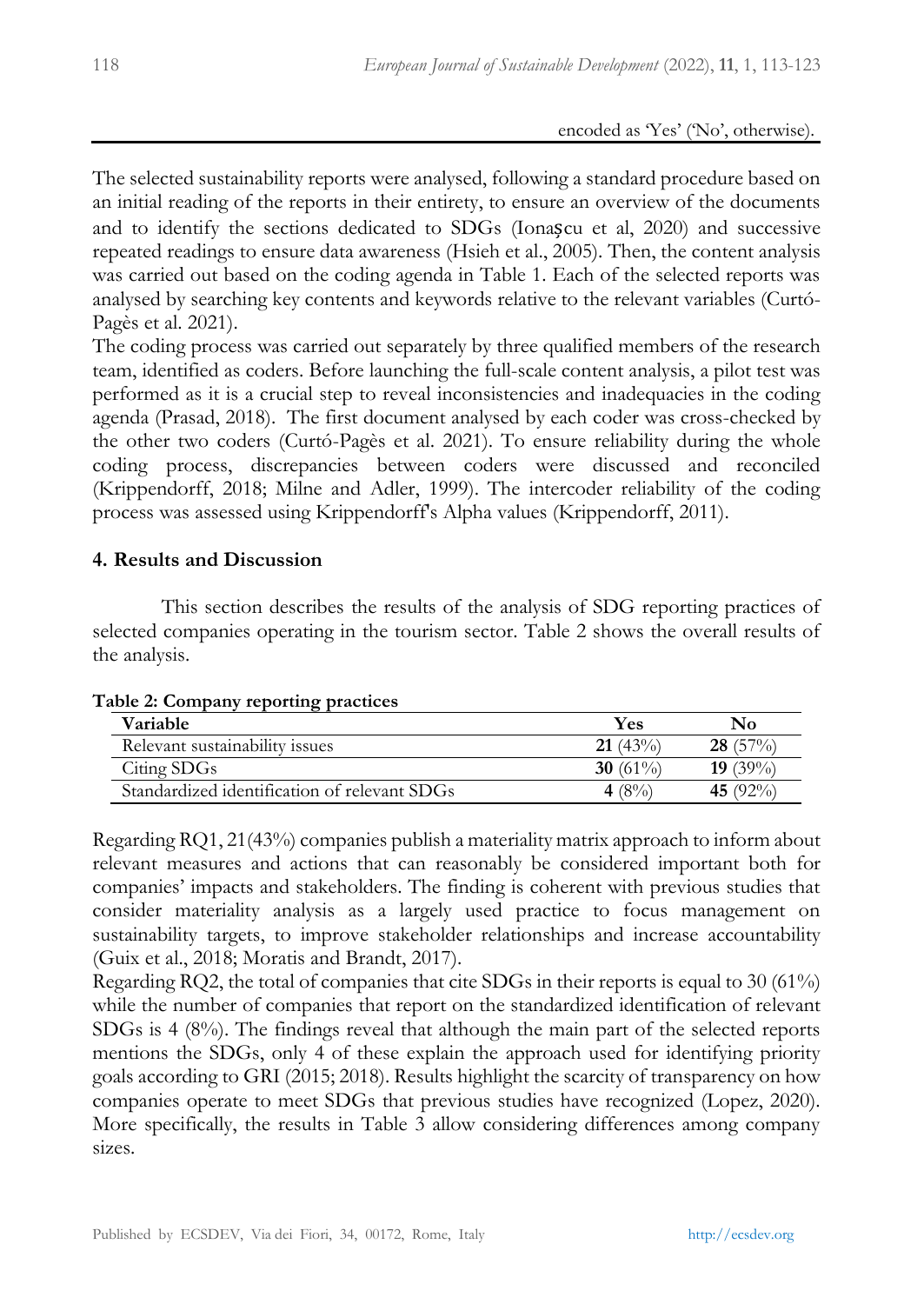encoded as 'Yes' ('No', otherwise).

The selected sustainability reports were analysed, following a standard procedure based on an initial reading of the reports in their entirety, to ensure an overview of the documents and to identify the sections dedicated to SDGs (Ionaşcu et al, 2020) and successive repeated readings to ensure data awareness (Hsieh et al., 2005). Then, the content analysis was carried out based on the coding agenda in Table 1. Each of the selected reports was analysed by searching key contents and keywords relative to the relevant variables (Curtó-Pagès et al. 2021).

The coding process was carried out separately by three qualified members of the research team, identified as coders. Before launching the full-scale content analysis, a pilot test was performed as it is a crucial step to reveal inconsistencies and inadequacies in the coding agenda (Prasad, 2018). The first document analysed by each coder was cross-checked by the other two coders (Curtó-Pagès et al. 2021). To ensure reliability during the whole coding process, discrepancies between coders were discussed and reconciled (Krippendorff, 2018; Milne and Adler, 1999). The intercoder reliability of the coding process was assessed using Krippendorff's Alpha values (Krippendorff, 2011).

## 4. Results and Discussion

This section describes the results of the analysis of SDG reporting practices of selected companies operating in the tourism sector. Table 2 shows the overall results of the analysis.

**Table 2: Company reporting practices**

| Variable | Yes | No |
|---|---|---|
| Relevant sustainability issues | **21** (43%) | **28** (57%) |
| Citing SDGs | **30** (61%) | **19** (39%) |
| Standardized identification of relevant SDGs | **4** (8%) | **45** (92%) |

Regarding RQ1, 21(43%) companies publish a materiality matrix approach to inform about relevant measures and actions that can reasonably be considered important both for companies' impacts and stakeholders. The finding is coherent with previous studies that consider materiality analysis as a largely used practice to focus management on sustainability targets, to improve stakeholder relationships and increase accountability (Guix et al., 2018; Moratis and Brandt, 2017).

Regarding RQ2, the total of companies that cite SDGs in their reports is equal to 30 (61%) while the number of companies that report on the standardized identification of relevant SDGs is 4 (8%). The findings reveal that although the main part of the selected reports mentions the SDGs, only 4 of these explain the approach used for identifying priority goals according to GRI (2015; 2018). Results highlight the scarcity of transparency on how companies operate to meet SDGs that previous studies have recognized (Lopez, 2020). More specifically, the results in Table 3 allow considering differences among company sizes.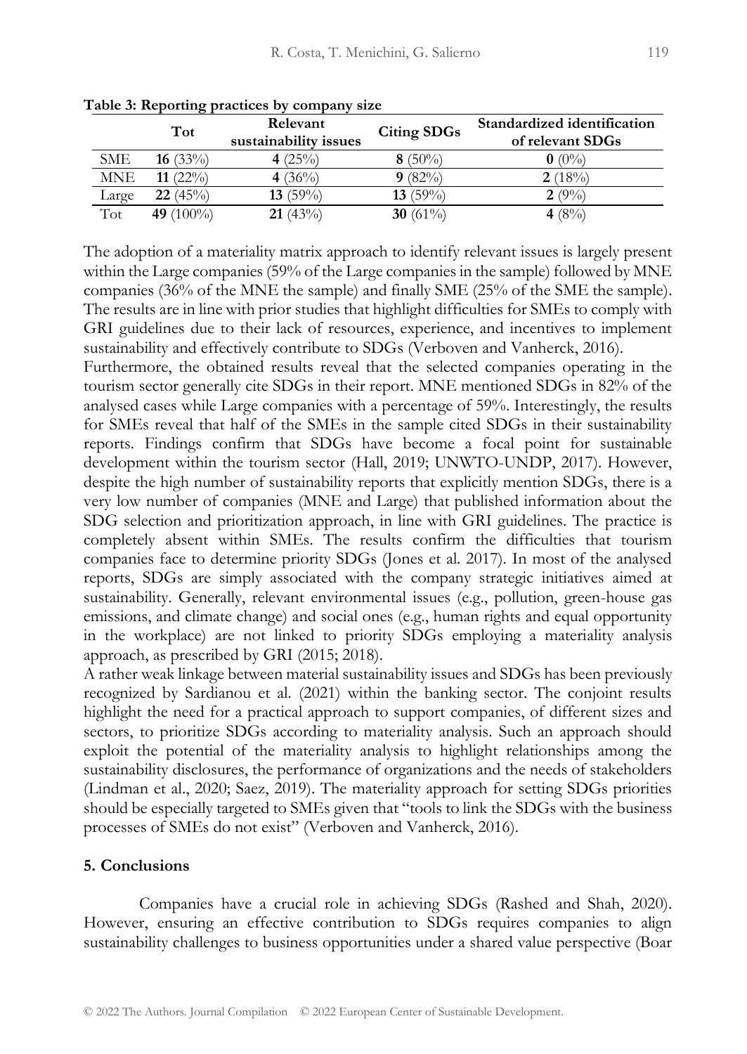**Table 3: Reporting practices by company size**

| | Tot | Relevant sustainability issues | Citing SDGs | Standardized identification of relevant SDGs |
|---|---|---|---|---|
| SME | **16** (33%) | **4** (25%) | **8** (50%) | **0** (0%) |
| MNE | **11** (22%) | **4** (36%) | **9** (82%) | **2** (18%) |
| Large | **22** (45%) | **13** (59%) | **13** (59%) | **2** (9%) |
| Tot | **49** (100%) | **21** (43%) | **30** (61%) | **4** (8%) |

The adoption of a materiality matrix approach to identify relevant issues is largely present within the Large companies (59% of the Large companies in the sample) followed by MNE companies (36% of the MNE the sample) and finally SME (25% of the SME the sample). The results are in line with prior studies that highlight difficulties for SMEs to comply with GRI guidelines due to their lack of resources, experience, and incentives to implement sustainability and effectively contribute to SDGs (Verboven and Vanherck, 2016).

Furthermore, the obtained results reveal that the selected companies operating in the tourism sector generally cite SDGs in their report. MNE mentioned SDGs in 82% of the analysed cases while Large companies with a percentage of 59%. Interestingly, the results for SMEs reveal that half of the SMEs in the sample cited SDGs in their sustainability reports. Findings confirm that SDGs have become a focal point for sustainable development within the tourism sector (Hall, 2019; UNWTO-UNDP, 2017). However, despite the high number of sustainability reports that explicitly mention SDGs, there is a very low number of companies (MNE and Large) that published information about the SDG selection and prioritization approach, in line with GRI guidelines. The practice is completely absent within SMEs. The results confirm the difficulties that tourism companies face to determine priority SDGs (Jones et al. 2017). In most of the analysed reports, SDGs are simply associated with the company strategic initiatives aimed at sustainability. Generally, relevant environmental issues (e.g., pollution, green-house gas emissions, and climate change) and social ones (e.g., human rights and equal opportunity in the workplace) are not linked to priority SDGs employing a materiality analysis approach, as prescribed by GRI (2015; 2018).

A rather weak linkage between material sustainability issues and SDGs has been previously recognized by Sardianou et al. (2021) within the banking sector. The conjoint results highlight the need for a practical approach to support companies, of different sizes and sectors, to prioritize SDGs according to materiality analysis. Such an approach should exploit the potential of the materiality analysis to highlight relationships among the sustainability disclosures, the performance of organizations and the needs of stakeholders (Lindman et al., 2020; Saez, 2019). The materiality approach for setting SDGs priorities should be especially targeted to SMEs given that "tools to link the SDGs with the business processes of SMEs do not exist" (Verboven and Vanherck, 2016).

## 5. Conclusions

Companies have a crucial role in achieving SDGs (Rashed and Shah, 2020). However, ensuring an effective contribution to SDGs requires companies to align sustainability challenges to business opportunities under a shared value perspective (Boar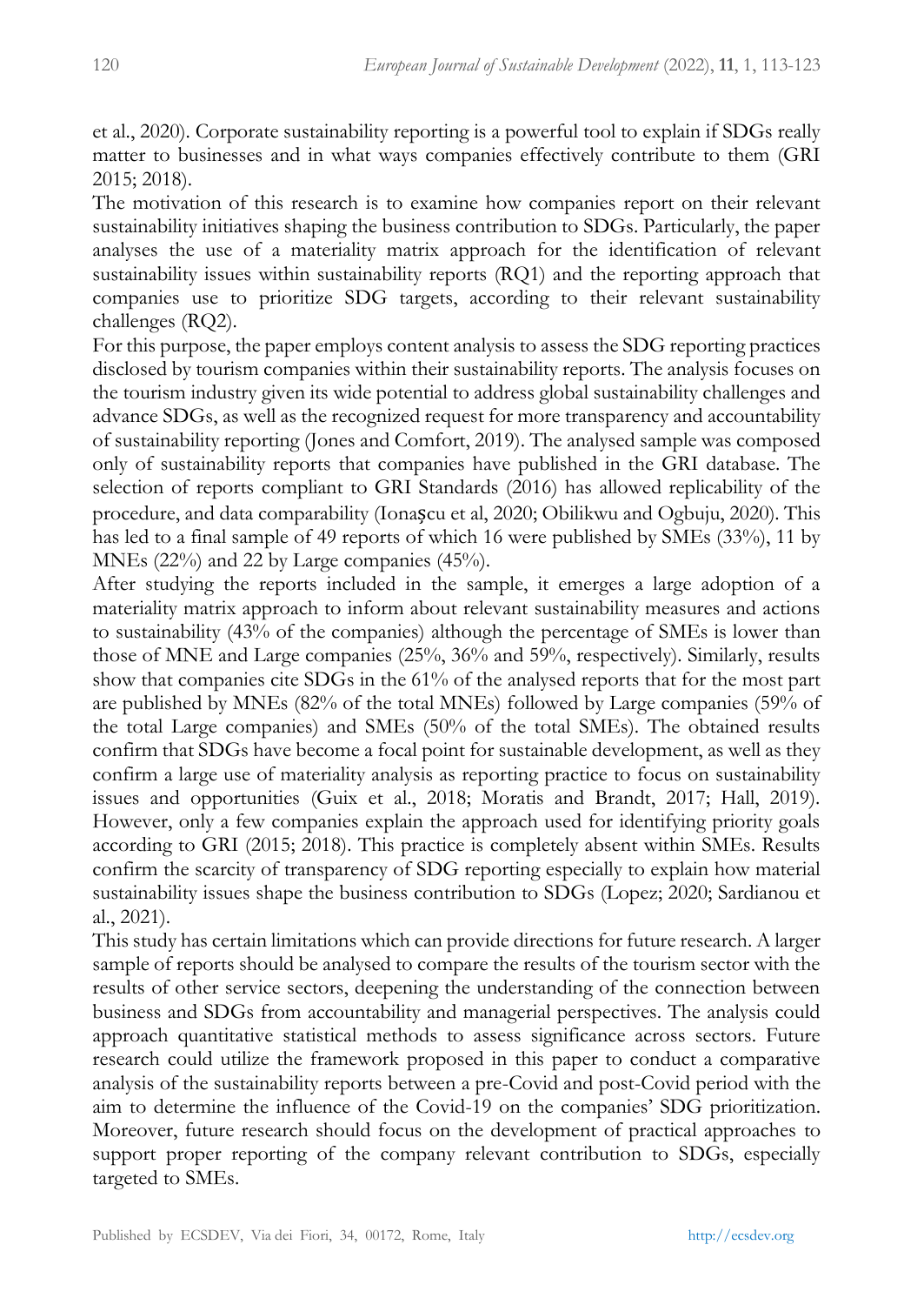et al., 2020). Corporate sustainability reporting is a powerful tool to explain if SDGs really matter to businesses and in what ways companies effectively contribute to them (GRI 2015; 2018).

The motivation of this research is to examine how companies report on their relevant sustainability initiatives shaping the business contribution to SDGs. Particularly, the paper analyses the use of a materiality matrix approach for the identification of relevant sustainability issues within sustainability reports (RQ1) and the reporting approach that companies use to prioritize SDG targets, according to their relevant sustainability challenges (RQ2).

For this purpose, the paper employs content analysis to assess the SDG reporting practices disclosed by tourism companies within their sustainability reports. The analysis focuses on the tourism industry given its wide potential to address global sustainability challenges and advance SDGs, as well as the recognized request for more transparency and accountability of sustainability reporting (Jones and Comfort, 2019). The analysed sample was composed only of sustainability reports that companies have published in the GRI database. The selection of reports compliant to GRI Standards (2016) has allowed replicability of the procedure, and data comparability (Ionașcu et al, 2020; Obilikwu and Ogbuju, 2020). This has led to a final sample of 49 reports of which 16 were published by SMEs (33%), 11 by MNEs (22%) and 22 by Large companies (45%).

After studying the reports included in the sample, it emerges a large adoption of a materiality matrix approach to inform about relevant sustainability measures and actions to sustainability (43% of the companies) although the percentage of SMEs is lower than those of MNE and Large companies (25%, 36% and 59%, respectively). Similarly, results show that companies cite SDGs in the 61% of the analysed reports that for the most part are published by MNEs (82% of the total MNEs) followed by Large companies (59% of the total Large companies) and SMEs (50% of the total SMEs). The obtained results confirm that SDGs have become a focal point for sustainable development, as well as they confirm a large use of materiality analysis as reporting practice to focus on sustainability issues and opportunities (Guix et al., 2018; Moratis and Brandt, 2017; Hall, 2019). However, only a few companies explain the approach used for identifying priority goals according to GRI (2015; 2018). This practice is completely absent within SMEs. Results confirm the scarcity of transparency of SDG reporting especially to explain how material sustainability issues shape the business contribution to SDGs (Lopez; 2020; Sardianou et al., 2021).

This study has certain limitations which can provide directions for future research. A larger sample of reports should be analysed to compare the results of the tourism sector with the results of other service sectors, deepening the understanding of the connection between business and SDGs from accountability and managerial perspectives. The analysis could approach quantitative statistical methods to assess significance across sectors. Future research could utilize the framework proposed in this paper to conduct a comparative analysis of the sustainability reports between a pre-Covid and post-Covid period with the aim to determine the influence of the Covid-19 on the companies' SDG prioritization. Moreover, future research should focus on the development of practical approaches to support proper reporting of the company relevant contribution to SDGs, especially targeted to SMEs.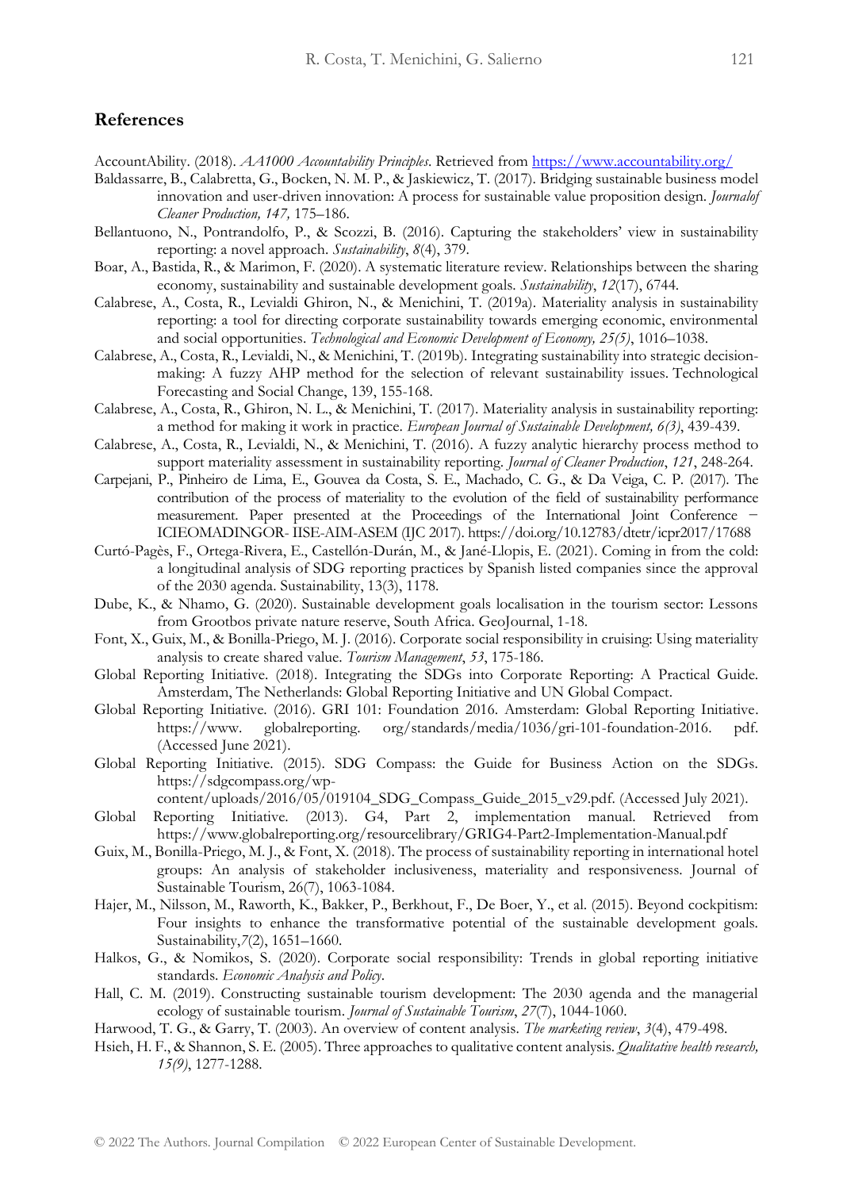## References

AccountAbility. (2018). *AA1000 Accountability Principles*. Retrieved from https://www.accountability.org/

Baldassarre, B., Calabretta, G., Bocken, N. M. P., & Jaskiewicz, T. (2017). Bridging sustainable business model innovation and user-driven innovation: A process for sustainable value proposition design. *Journalof Cleaner Production, 147,* 175–186.

Bellantuono, N., Pontrandolfo, P., & Scozzi, B. (2016). Capturing the stakeholders' view in sustainability reporting: a novel approach. *Sustainability*, *8*(4), 379.

Boar, A., Bastida, R., & Marimon, F. (2020). A systematic literature review. Relationships between the sharing economy, sustainability and sustainable development goals. *Sustainability*, *12*(17), 6744.

Calabrese, A., Costa, R., Levialdi Ghiron, N., & Menichini, T. (2019a). Materiality analysis in sustainability reporting: a tool for directing corporate sustainability towards emerging economic, environmental and social opportunities. *Technological and Economic Development of Economy, 25(5)*, 1016–1038.

Calabrese, A., Costa, R., Levialdi, N., & Menichini, T. (2019b). Integrating sustainability into strategic decision-making: A fuzzy AHP method for the selection of relevant sustainability issues. Technological Forecasting and Social Change, 139, 155-168.

Calabrese, A., Costa, R., Ghiron, N. L., & Menichini, T. (2017). Materiality analysis in sustainability reporting: a method for making it work in practice. *European Journal of Sustainable Development, 6(3)*, 439-439.

Calabrese, A., Costa, R., Levialdi, N., & Menichini, T. (2016). A fuzzy analytic hierarchy process method to support materiality assessment in sustainability reporting. *Journal of Cleaner Production*, *121*, 248-264.

Carpejani, P., Pinheiro de Lima, E., Gouvea da Costa, S. E., Machado, C. G., & Da Veiga, C. P. (2017). The contribution of the process of materiality to the evolution of the field of sustainability performance measurement. Paper presented at the Proceedings of the International Joint Conference − ICIEOMADINGOR- IISE-AIM-ASEM (IJC 2017). https://doi.org/10.12783/dtetr/icpr2017/17688

Curtó-Pagès, F., Ortega-Rivera, E., Castellón-Durán, M., & Jané-Llopis, E. (2021). Coming in from the cold: a longitudinal analysis of SDG reporting practices by Spanish listed companies since the approval of the 2030 agenda. Sustainability, 13(3), 1178.

Dube, K., & Nhamo, G. (2020). Sustainable development goals localisation in the tourism sector: Lessons from Grootbos private nature reserve, South Africa. GeoJournal, 1-18.

Font, X., Guix, M., & Bonilla-Priego, M. J. (2016). Corporate social responsibility in cruising: Using materiality analysis to create shared value. *Tourism Management*, *53*, 175-186.

Global Reporting Initiative. (2018). Integrating the SDGs into Corporate Reporting: A Practical Guide. Amsterdam, The Netherlands: Global Reporting Initiative and UN Global Compact.

Global Reporting Initiative. (2016). GRI 101: Foundation 2016. Amsterdam: Global Reporting Initiative. https://www. globalreporting. org/standards/media/1036/gri-101-foundation-2016. pdf. (Accessed June 2021).

Global Reporting Initiative. (2015). SDG Compass: the Guide for Business Action on the SDGs. https://sdgcompass.org/wp-content/uploads/2016/05/019104_SDG_Compass_Guide_2015_v29.pdf. (Accessed July 2021).

Global Reporting Initiative. (2013). G4, Part 2, implementation manual. Retrieved from https://www.globalreporting.org/resourcelibrary/GRIG4-Part2-Implementation-Manual.pdf

Guix, M., Bonilla-Priego, M. J., & Font, X. (2018). The process of sustainability reporting in international hotel groups: An analysis of stakeholder inclusiveness, materiality and responsiveness. Journal of Sustainable Tourism, 26(7), 1063-1084.

Hajer, M., Nilsson, M., Raworth, K., Bakker, P., Berkhout, F., De Boer, Y., et al. (2015). Beyond cockpitism: Four insights to enhance the transformative potential of the sustainable development goals. Sustainability,*7*(2), 1651–1660.

Halkos, G., & Nomikos, S. (2020). Corporate social responsibility: Trends in global reporting initiative standards. *Economic Analysis and Policy*.

Hall, C. M. (2019). Constructing sustainable tourism development: The 2030 agenda and the managerial ecology of sustainable tourism. *Journal of Sustainable Tourism*, *27*(7), 1044-1060.

Harwood, T. G., & Garry, T. (2003). An overview of content analysis. *The marketing review*, *3*(4), 479-498.

Hsieh, H. F., & Shannon, S. E. (2005). Three approaches to qualitative content analysis. *Qualitative health research, 15(9)*, 1277-1288.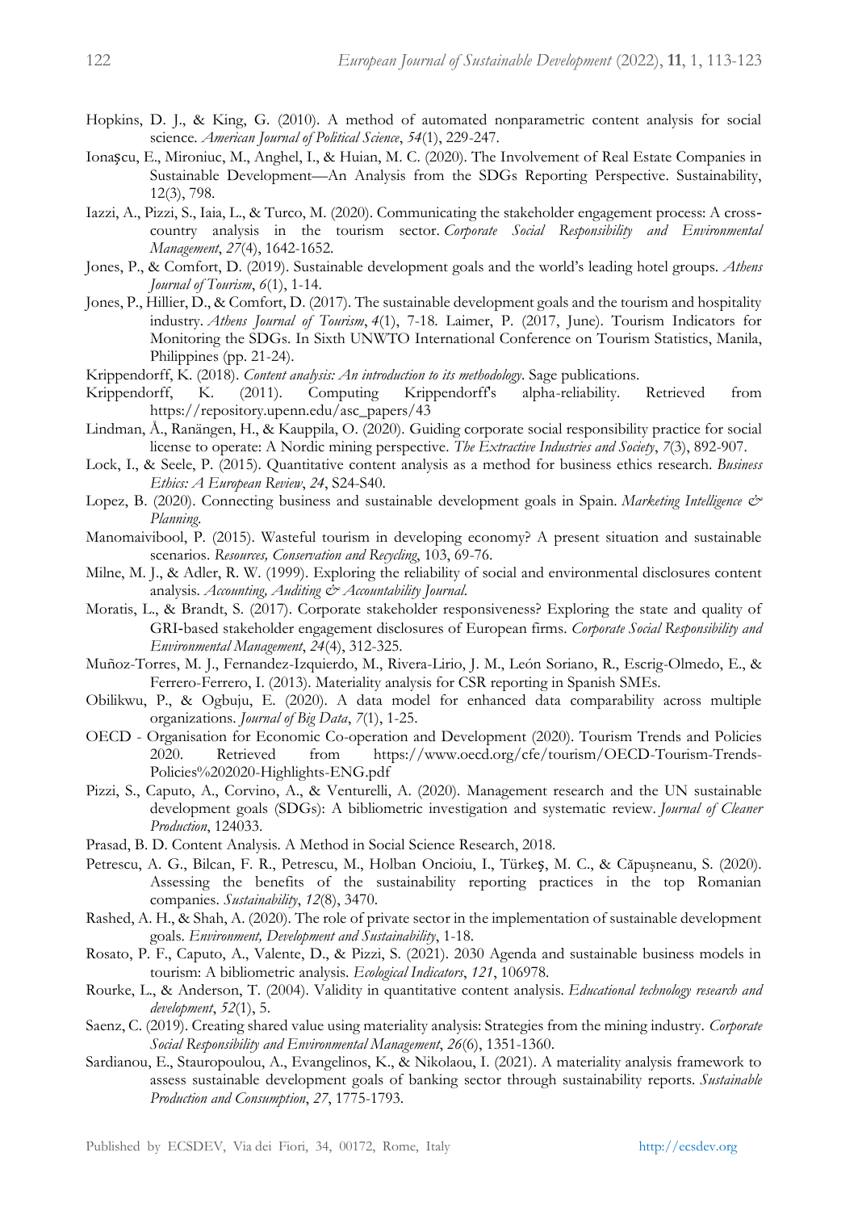Hopkins, D. J., & King, G. (2010). A method of automated nonparametric content analysis for social science. *American Journal of Political Science*, *54*(1), 229-247.

Ionașcu, E., Mironiuc, M., Anghel, I., & Huian, M. C. (2020). The Involvement of Real Estate Companies in Sustainable Development—An Analysis from the SDGs Reporting Perspective. Sustainability, 12(3), 798.

Iazzi, A., Pizzi, S., Iaia, L., & Turco, M. (2020). Communicating the stakeholder engagement process: A cross-country analysis in the tourism sector. *Corporate Social Responsibility and Environmental Management*, *27*(4), 1642-1652.

Jones, P., & Comfort, D. (2019). Sustainable development goals and the world's leading hotel groups. *Athens Journal of Tourism*, *6*(1), 1-14.

Jones, P., Hillier, D., & Comfort, D. (2017). The sustainable development goals and the tourism and hospitality industry. *Athens Journal of Tourism*, *4*(1), 7-18. Laimer, P. (2017, June). Tourism Indicators for Monitoring the SDGs. In Sixth UNWTO International Conference on Tourism Statistics, Manila, Philippines (pp. 21-24).

Krippendorff, K. (2018). *Content analysis: An introduction to its methodology*. Sage publications.

Krippendorff, K. (2011). Computing Krippendorff's alpha-reliability. Retrieved from https://repository.upenn.edu/asc_papers/43

Lindman, Å., Ranängen, H., & Kauppila, O. (2020). Guiding corporate social responsibility practice for social license to operate: A Nordic mining perspective. *The Extractive Industries and Society*, *7*(3), 892-907.

Lock, I., & Seele, P. (2015). Quantitative content analysis as a method for business ethics research. *Business Ethics: A European Review*, *24*, S24-S40.

Lopez, B. (2020). Connecting business and sustainable development goals in Spain. *Marketing Intelligence & Planning*.

Manomaivibool, P. (2015). Wasteful tourism in developing economy? A present situation and sustainable scenarios. *Resources, Conservation and Recycling*, 103, 69-76.

Milne, M. J., & Adler, R. W. (1999). Exploring the reliability of social and environmental disclosures content analysis. *Accounting, Auditing & Accountability Journal*.

Moratis, L., & Brandt, S. (2017). Corporate stakeholder responsiveness? Exploring the state and quality of GRI-based stakeholder engagement disclosures of European firms. *Corporate Social Responsibility and Environmental Management*, *24*(4), 312-325.

Muñoz-Torres, M. J., Fernandez-Izquierdo, M., Rivera-Lirio, J. M., León Soriano, R., Escrig-Olmedo, E., & Ferrero-Ferrero, I. (2013). Materiality analysis for CSR reporting in Spanish SMEs.

Obilikwu, P., & Ogbuju, E. (2020). A data model for enhanced data comparability across multiple organizations. *Journal of Big Data*, *7*(1), 1-25.

OECD - Organisation for Economic Co-operation and Development (2020). Tourism Trends and Policies 2020. Retrieved from https://www.oecd.org/cfe/tourism/OECD-Tourism-Trends-Policies%202020-Highlights-ENG.pdf

Pizzi, S., Caputo, A., Corvino, A., & Venturelli, A. (2020). Management research and the UN sustainable development goals (SDGs): A bibliometric investigation and systematic review. *Journal of Cleaner Production*, 124033.

Prasad, B. D. Content Analysis. A Method in Social Science Research, 2018.

Petrescu, A. G., Bilcan, F. R., Petrescu, M., Holban Oncioiu, I., Türkeş, M. C., & Căpuşneanu, S. (2020). Assessing the benefits of the sustainability reporting practices in the top Romanian companies. *Sustainability*, *12*(8), 3470.

Rashed, A. H., & Shah, A. (2020). The role of private sector in the implementation of sustainable development goals. *Environment, Development and Sustainability*, 1-18.

Rosato, P. F., Caputo, A., Valente, D., & Pizzi, S. (2021). 2030 Agenda and sustainable business models in tourism: A bibliometric analysis. *Ecological Indicators*, *121*, 106978.

Rourke, L., & Anderson, T. (2004). Validity in quantitative content analysis. *Educational technology research and development*, *52*(1), 5.

Saenz, C. (2019). Creating shared value using materiality analysis: Strategies from the mining industry. *Corporate Social Responsibility and Environmental Management*, *26*(6), 1351-1360.

Sardianou, E., Stauropoulou, A., Evangelinos, K., & Nikolaou, I. (2021). A materiality analysis framework to assess sustainable development goals of banking sector through sustainability reports. *Sustainable Production and Consumption*, *27*, 1775-1793.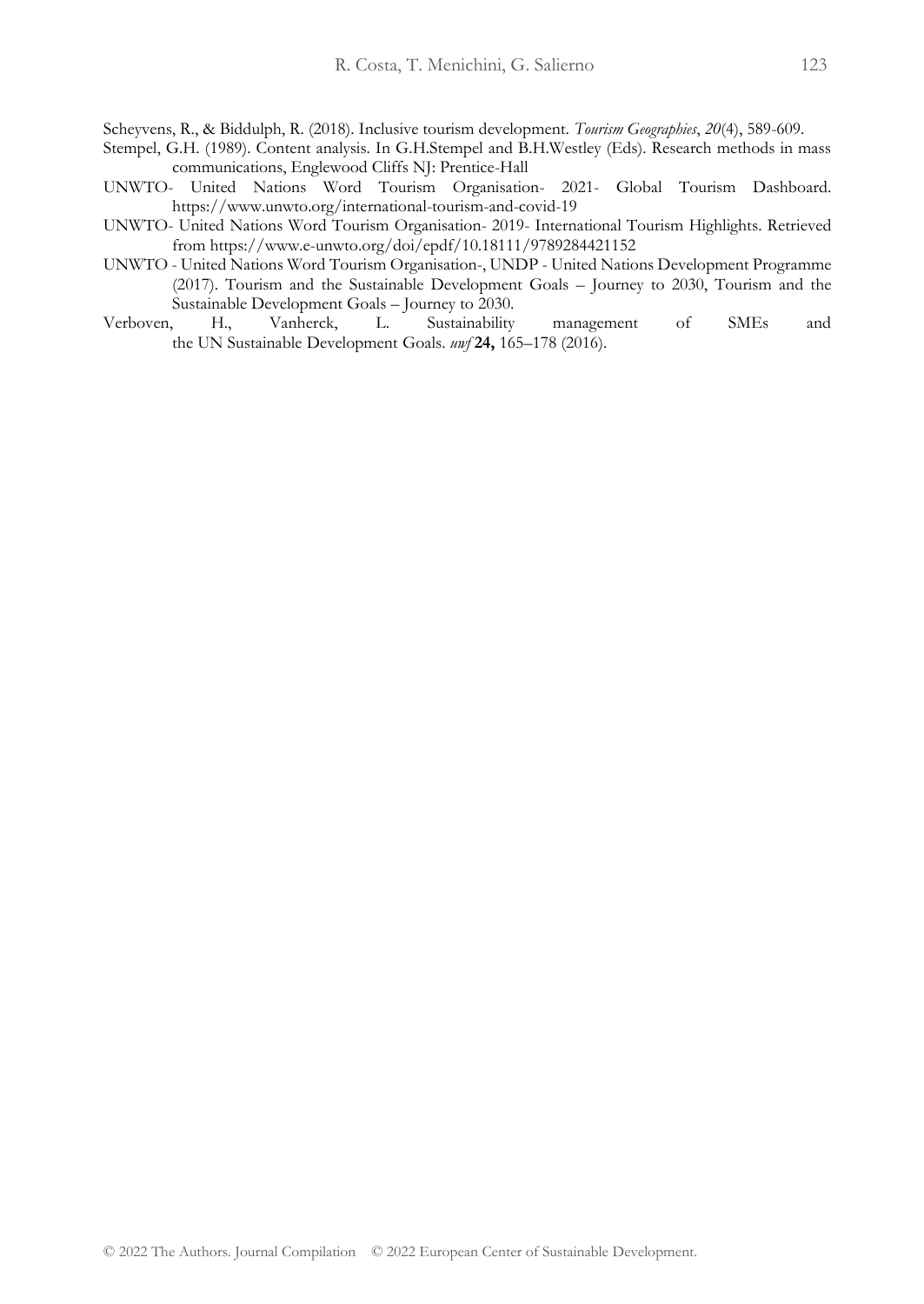Scheyvens, R., & Biddulph, R. (2018). Inclusive tourism development. *Tourism Geographies*, *20*(4), 589-609.

Stempel, G.H. (1989). Content analysis. In G.H.Stempel and B.H.Westley (Eds). Research methods in mass communications, Englewood Cliffs NJ: Prentice-Hall

UNWTO- United Nations Word Tourism Organisation- 2021- Global Tourism Dashboard. https://www.unwto.org/international-tourism-and-covid-19

UNWTO- United Nations Word Tourism Organisation- 2019- International Tourism Highlights. Retrieved from https://www.e-unwto.org/doi/epdf/10.18111/9789284421152

UNWTO - United Nations Word Tourism Organisation-, UNDP - United Nations Development Programme (2017). Tourism and the Sustainable Development Goals – Journey to 2030, Tourism and the Sustainable Development Goals – Journey to 2030.

Verboven, H., Vanherck, L. Sustainability management of SMEs and the UN Sustainable Development Goals. *uwf* **24,** 165–178 (2016).